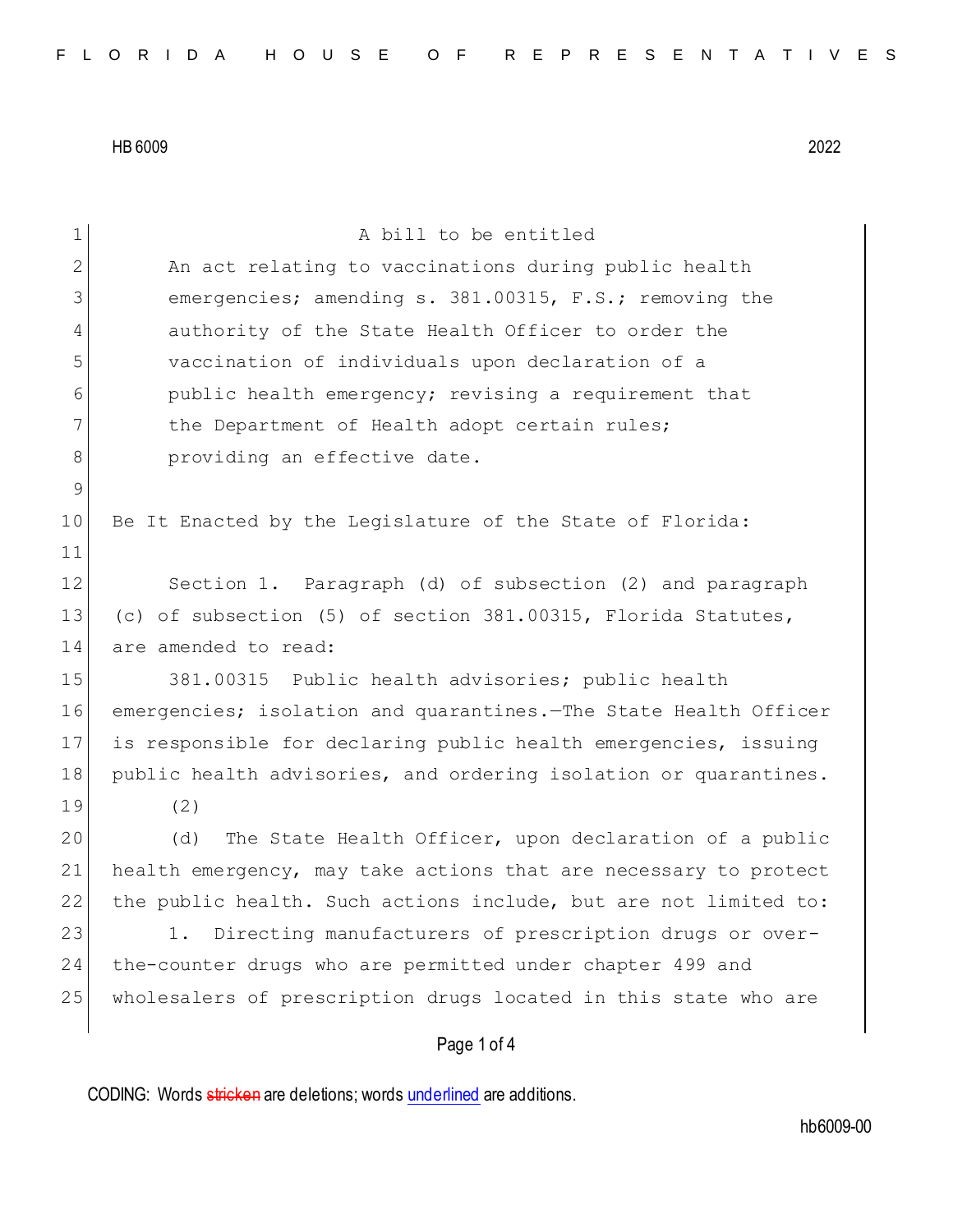HB 6009 2022

A bill to be entitled

An act relating to vaccinations during public health emergencies; amending s. 381.00315, F.S.; removing the authority of the State Health Officer to order the vaccination of individuals upon declaration of a public health emergency; revising a requirement that the Department of Health adopt certain rules; providing an effective date.

Be It Enacted by the Legislature of the State of Florida:

Section 1. Paragraph (d) of subsection (2) and paragraph (c) of subsection (5) of section 381.00315, Florida Statutes, are amended to read:

381.00315 Public health advisories; public health emergencies; isolation and quarantines.—The State Health Officer is responsible for declaring public health emergencies, issuing public health advisories, and ordering isolation or quarantines.

(2)

(d) The State Health Officer, upon declaration of a public health emergency, may take actions that are necessary to protect the public health. Such actions include, but are not limited to:

1. Directing manufacturers of prescription drugs or over-the-counter drugs who are permitted under chapter 499 and wholesalers of prescription drugs located in this state who are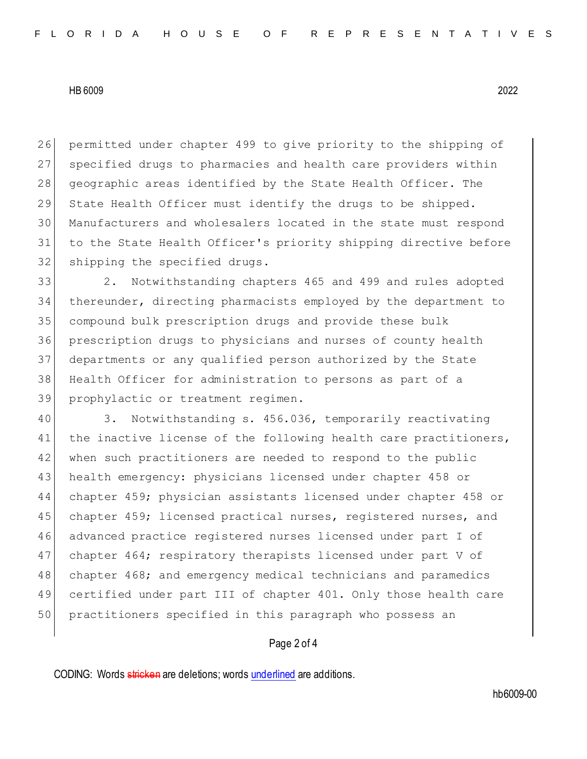permitted under chapter 499 to give priority to the shipping of specified drugs to pharmacies and health care providers within geographic areas identified by the State Health Officer. The State Health Officer must identify the drugs to be shipped. Manufacturers and wholesalers located in the state must respond to the State Health Officer's priority shipping directive before shipping the specified drugs.

2. Notwithstanding chapters 465 and 499 and rules adopted thereunder, directing pharmacists employed by the department to compound bulk prescription drugs and provide these bulk prescription drugs to physicians and nurses of county health departments or any qualified person authorized by the State Health Officer for administration to persons as part of a prophylactic or treatment regimen.

3. Notwithstanding s. 456.036, temporarily reactivating the inactive license of the following health care practitioners, when such practitioners are needed to respond to the public health emergency: physicians licensed under chapter 458 or chapter 459; physician assistants licensed under chapter 458 or chapter 459; licensed practical nurses, registered nurses, and advanced practice registered nurses licensed under part I of chapter 464; respiratory therapists licensed under part V of chapter 468; and emergency medical technicians and paramedics certified under part III of chapter 401. Only those health care practitioners specified in this paragraph who possess an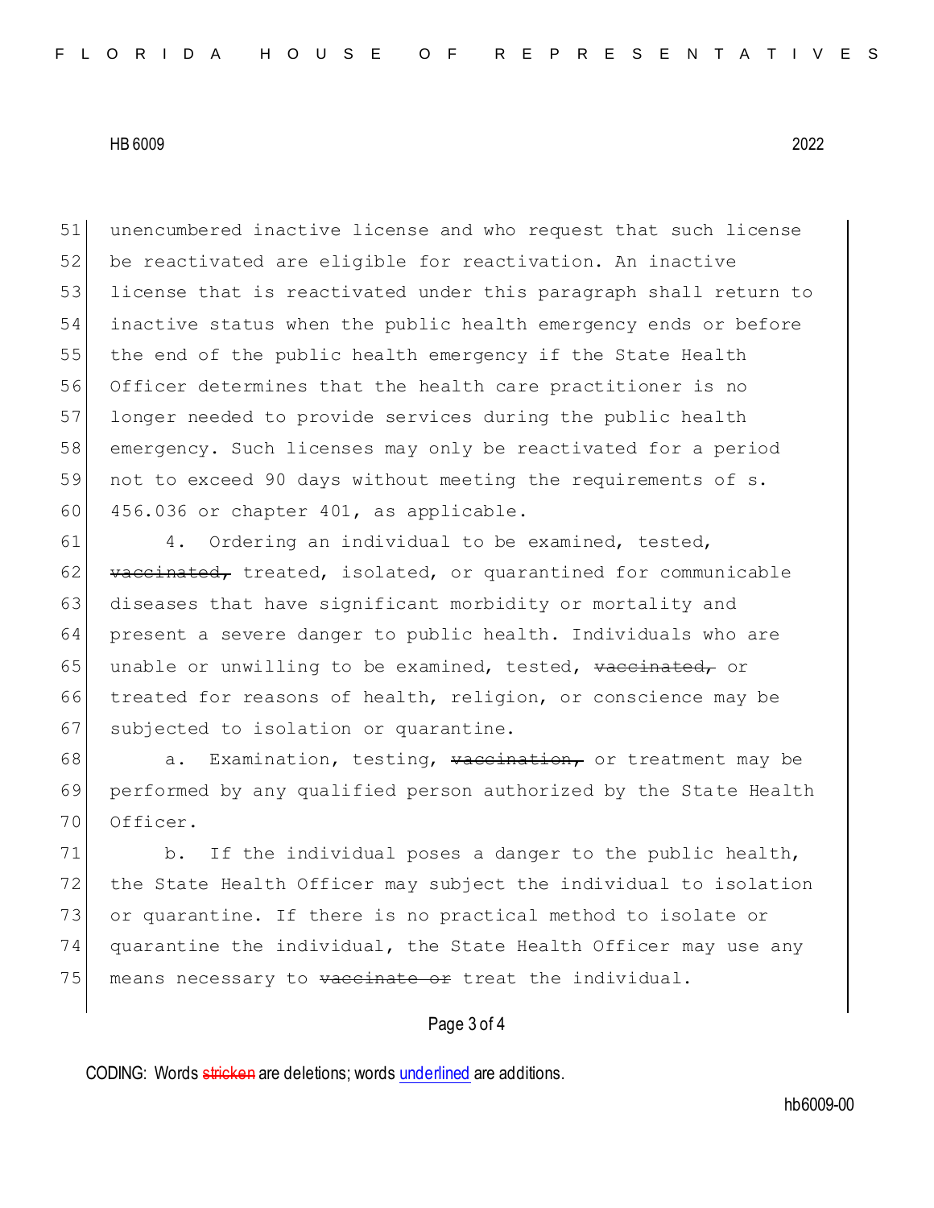unencumbered inactive license and who request that such license be reactivated are eligible for reactivation. An inactive license that is reactivated under this paragraph shall return to inactive status when the public health emergency ends or before the end of the public health emergency if the State Health Officer determines that the health care practitioner is no longer needed to provide services during the public health emergency. Such licenses may only be reactivated for a period not to exceed 90 days without meeting the requirements of s. 456.036 or chapter 401, as applicable.

4. Ordering an individual to be examined, tested, ~~vaccinated,~~ treated, isolated, or quarantined for communicable diseases that have significant morbidity or mortality and present a severe danger to public health. Individuals who are unable or unwilling to be examined, tested, ~~vaccinated,~~ or treated for reasons of health, religion, or conscience may be subjected to isolation or quarantine.

a. Examination, testing, ~~vaccination,~~ or treatment may be performed by any qualified person authorized by the State Health Officer.

b. If the individual poses a danger to the public health, the State Health Officer may subject the individual to isolation or quarantine. If there is no practical method to isolate or quarantine the individual, the State Health Officer may use any means necessary to ~~vaccinate or~~ treat the individual.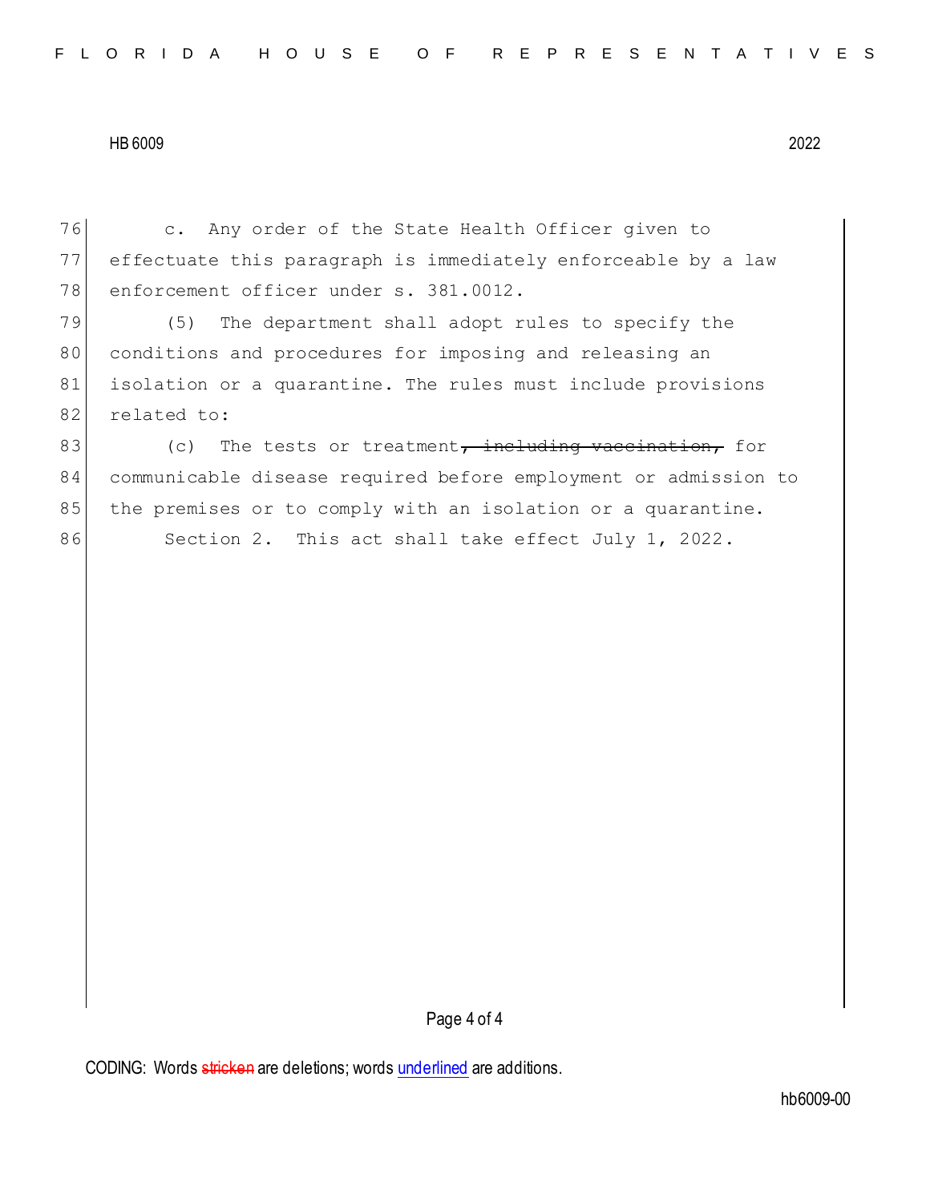c. Any order of the State Health Officer given to effectuate this paragraph is immediately enforceable by a law enforcement officer under s. 381.0012.

(5) The department shall adopt rules to specify the conditions and procedures for imposing and releasing an isolation or a quarantine. The rules must include provisions related to:

(c) The tests or treatment~~, including vaccination,~~ for communicable disease required before employment or admission to the premises or to comply with an isolation or a quarantine.

Section 2. This act shall take effect July 1, 2022.

CODING: Words ~~stricken~~ are deletions; words underlined are additions.